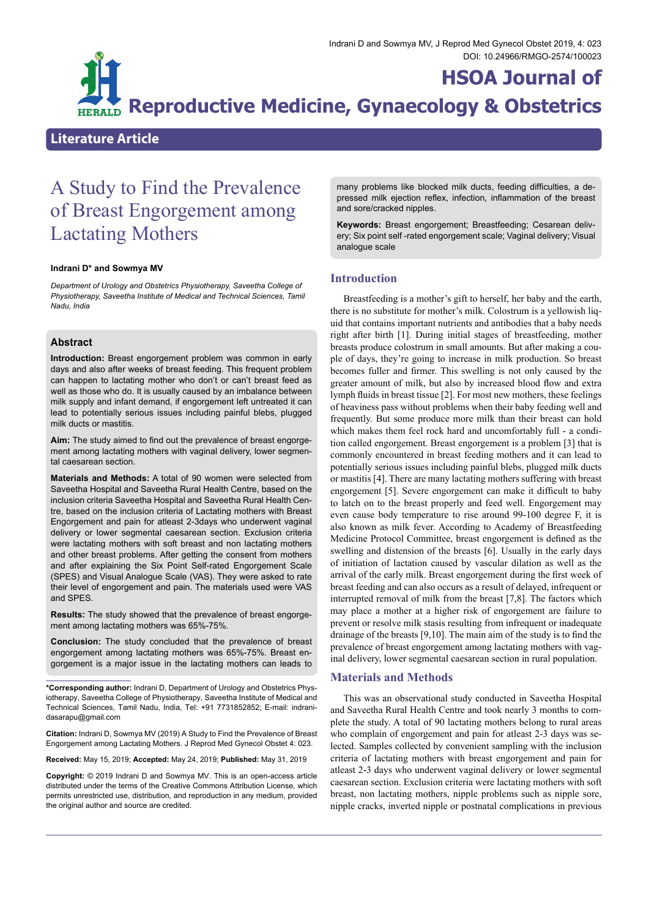HSOA Journal of Reproductive Medicine, Gynaecology & Obstetrics

**Literature Article**

# A Study to Find the Prevalence of Breast Engorgement among Lactating Mothers

**Indrani D* and Sowmya MV**

*Department of Urology and Obstetrics Physiotherapy, Saveetha College of Physiotherapy, Saveetha Institute of Medical and Technical Sciences, Tamil Nadu, India*

## Abstract

**Introduction:** Breast engorgement problem was common in early days and also after weeks of breast feeding. This frequent problem can happen to lactating mother who don't or can't breast feed as well as those who do. It is usually caused by an imbalance between milk supply and infant demand, if engorgement left untreated it can lead to potentially serious issues including painful blebs, plugged milk ducts or mastitis.

**Aim:** The study aimed to find out the prevalence of breast engorgement among lactating mothers with vaginal delivery, lower segmental caesarean section.

**Materials and Methods:** A total of 90 women were selected from Saveetha Hospital and Saveetha Rural Health Centre, based on the inclusion criteria Saveetha Hospital and Saveetha Rural Health Centre, based on the inclusion criteria of Lactating mothers with Breast Engorgement and pain for atleast 2-3days who underwent vaginal delivery or lower segmental caesarean section. Exclusion criteria were lactating mothers with soft breast and non lactating mothers and other breast problems. After getting the consent from mothers and after explaining the Six Point Self-rated Engorgement Scale (SPES) and Visual Analogue Scale (VAS). They were asked to rate their level of engorgement and pain. The materials used were VAS and SPES.

**Results:** The study showed that the prevalence of breast engorgement among lactating mothers was 65%-75%.

**Conclusion:** The study concluded that the prevalence of breast engorgement among lactating mothers was 65%-75%. Breast engorgement is a major issue in the lactating mothers can leads to many problems like blocked milk ducts, feeding difficulties, a depressed milk ejection reflex, infection, inflammation of the breast and sore/cracked nipples.

**Keywords:** Breast engorgement; Breastfeeding; Cesarean delivery; Six point self -rated engorgement scale; Vaginal delivery; Visual analogue scale

**\*Corresponding author:** Indrani D, Department of Urology and Obstetrics Physiotherapy, Saveetha College of Physiotherapy, Saveetha Institute of Medical and Technical Sciences, Tamil Nadu, India, Tel: +91 7731852852; E-mail: indranidasarapu@gmail.com

**Citation:** Indrani D, Sowmya MV (2019) A Study to Find the Prevalence of Breast Engorgement among Lactating Mothers. J Reprod Med Gynecol Obstet 4: 023.

**Received:** May 15, 2019; **Accepted:** May 24, 2019; **Published:** May 31, 2019

**Copyright:** © 2019 Indrani D and Sowmya MV. This is an open-access article distributed under the terms of the Creative Commons Attribution License, which permits unrestricted use, distribution, and reproduction in any medium, provided the original author and source are credited.

## Introduction

Breastfeeding is a mother's gift to herself, her baby and the earth, there is no substitute for mother's milk. Colostrum is a yellowish liquid that contains important nutrients and antibodies that a baby needs right after birth [1]. During initial stages of breastfeeding, mother breasts produce colostrum in small amounts. But after making a couple of days, they're going to increase in milk production. So breast becomes fuller and firmer. This swelling is not only caused by the greater amount of milk, but also by increased blood flow and extra lymph fluids in breast tissue [2]. For most new mothers, these feelings of heaviness pass without problems when their baby feeding well and frequently. But some produce more milk than their breast can hold which makes them feel rock hard and uncomfortably full - a condition called engorgement. Breast engorgement is a problem [3] that is commonly encountered in breast feeding mothers and it can lead to potentially serious issues including painful blebs, plugged milk ducts or mastitis [4]. There are many lactating mothers suffering with breast engorgement [5]. Severe engorgement can make it difficult to baby to latch on to the breast properly and feed well. Engorgement may even cause body temperature to rise around 99-100 degree F, it is also known as milk fever. According to Academy of Breastfeeding Medicine Protocol Committee, breast engorgement is defined as the swelling and distension of the breasts [6]. Usually in the early days of initiation of lactation caused by vascular dilation as well as the arrival of the early milk. Breast engorgement during the first week of breast feeding and can also occurs as a result of delayed, infrequent or interrupted removal of milk from the breast [7,8]. The factors which may place a mother at a higher risk of engorgement are failure to prevent or resolve milk stasis resulting from infrequent or inadequate drainage of the breasts [9,10]. The main aim of the study is to find the prevalence of breast engorgement among lactating mothers with vaginal delivery, lower segmental caesarean section in rural population.

## Materials and Methods

This was an observational study conducted in Saveetha Hospital and Saveetha Rural Health Centre and took nearly 3 months to complete the study. A total of 90 lactating mothers belong to rural areas who complain of engorgement and pain for atleast 2-3 days was selected. Samples collected by convenient sampling with the inclusion criteria of lactating mothers with breast engorgement and pain for atleast 2-3 days who underwent vaginal delivery or lower segmental caesarean section. Exclusion criteria were lactating mothers with soft breast, non lactating mothers, nipple problems such as nipple sore, nipple cracks, inverted nipple or postnatal complications in previous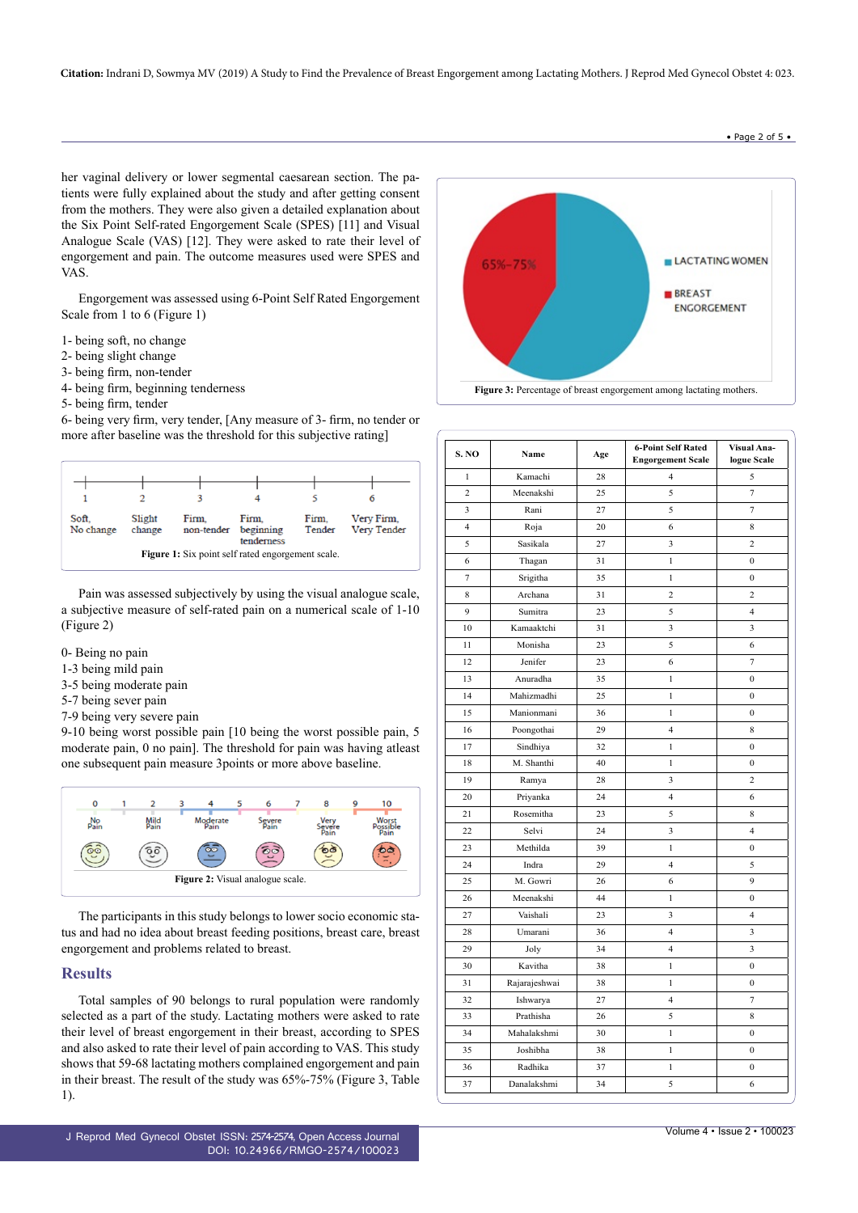her vaginal delivery or lower segmental caesarean section. The patients were fully explained about the study and after getting consent from the mothers. They were also given a detailed explanation about the Six Point Self-rated Engorgement Scale (SPES) [11] and Visual Analogue Scale (VAS) [12]. They were asked to rate their level of engorgement and pain. The outcome measures used were SPES and VAS.

Engorgement was assessed using 6-Point Self Rated Engorgement Scale from 1 to 6 (Figure 1)

1- being soft, no change
2- being slight change
3- being firm, non-tender
4- being firm, beginning tenderness
5- being firm, tender
6- being very firm, very tender, [Any measure of 3- firm, no tender or more after baseline was the threshold for this subjective rating]

| 1 | 2 | 3 | 4 | 5 | 6 |
|---|---|---|---|---|---|
| Soft, No change | Slight change | Firm, non-tender | Firm, beginning tenderness | Firm, Tender | Very Firm, Very Tender |

**Figure 1:** Six point self rated engorgement scale.

Pain was assessed subjectively by using the visual analogue scale, a subjective measure of self-rated pain on a numerical scale of 1-10 (Figure 2)

0- Being no pain
1-3 being mild pain
3-5 being moderate pain
5-7 being sever pain
7-9 being very severe pain
9-10 being worst possible pain [10 being the worst possible pain, 5 moderate pain, 0 no pain]. The threshold for pain was having atleast one subsequent pain measure 3points or more above baseline.

**Figure 2:** Visual analogue scale.

The participants in this study belongs to lower socio economic status and had no idea about breast feeding positions, breast care, breast engorgement and problems related to breast.

## Results

Total samples of 90 belongs to rural population were randomly selected as a part of the study. Lactating mothers were asked to rate their level of breast engorgement in their breast, according to SPES and also asked to rate their level of pain according to VAS. This study shows that 59-68 lactating mothers complained engorgement and pain in their breast. The result of the study was 65%-75% (Figure 3, Table 1).

**Figure 3:** Percentage of breast engorgement among lactating mothers.

| S. NO | Name | Age | 6-Point Self Rated Engorgement Scale | Visual Analogue Scale |
|---|---|---|---|---|
| 1 | Kamachi | 28 | 4 | 5 |
| 2 | Meenakshi | 25 | 5 | 7 |
| 3 | Rani | 27 | 5 | 7 |
| 4 | Roja | 20 | 6 | 8 |
| 5 | Sasikala | 27 | 3 | 2 |
| 6 | Thagan | 31 | 1 | 0 |
| 7 | Srigitha | 35 | 1 | 0 |
| 8 | Archana | 31 | 2 | 2 |
| 9 | Sumitra | 23 | 5 | 4 |
| 10 | Kamaaktchi | 31 | 3 | 3 |
| 11 | Monisha | 23 | 5 | 6 |
| 12 | Jenifer | 23 | 6 | 7 |
| 13 | Anuradha | 35 | 1 | 0 |
| 14 | Mahizmadhi | 25 | 1 | 0 |
| 15 | Manionmani | 36 | 1 | 0 |
| 16 | Poongothai | 29 | 4 | 8 |
| 17 | Sindhiya | 32 | 1 | 0 |
| 18 | M. Shanthi | 40 | 1 | 0 |
| 19 | Ramya | 28 | 3 | 2 |
| 20 | Priyanka | 24 | 4 | 6 |
| 21 | Rosemitha | 23 | 5 | 8 |
| 22 | Selvi | 24 | 3 | 4 |
| 23 | Methilda | 39 | 1 | 0 |
| 24 | Indra | 29 | 4 | 5 |
| 25 | M. Gowri | 26 | 6 | 9 |
| 26 | Meenakshi | 44 | 1 | 0 |
| 27 | Vaishali | 23 | 3 | 4 |
| 28 | Umarani | 36 | 4 | 3 |
| 29 | Joly | 34 | 4 | 3 |
| 30 | Kavitha | 38 | 1 | 0 |
| 31 | Rajarajeshwai | 38 | 1 | 0 |
| 32 | Ishwarya | 27 | 4 | 7 |
| 33 | Prathisha | 26 | 5 | 8 |
| 34 | Mahalakshmi | 30 | 1 | 0 |
| 35 | Joshibha | 38 | 1 | 0 |
| 36 | Radhika | 37 | 1 | 0 |
| 37 | Danalakshmi | 34 | 5 | 6 |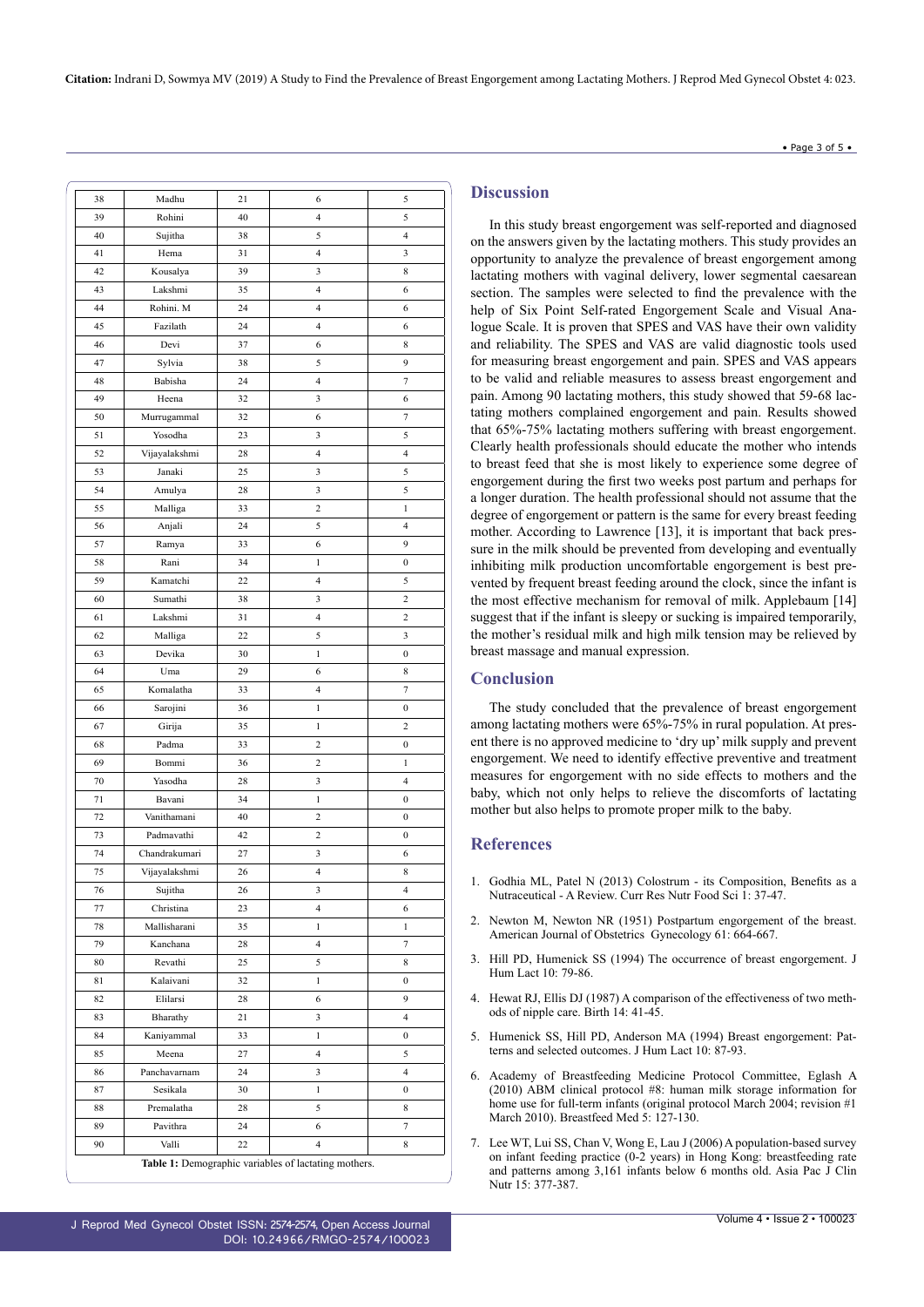| 38 | Madhu | 21 | 6 | 5 |
|---|---|---|---|---|
| 39 | Rohini | 40 | 4 | 5 |
| 40 | Sujitha | 38 | 5 | 4 |
| 41 | Hema | 31 | 4 | 3 |
| 42 | Kousalya | 39 | 3 | 8 |
| 43 | Lakshmi | 35 | 4 | 6 |
| 44 | Rohini. M | 24 | 4 | 6 |
| 45 | Fazilath | 24 | 4 | 6 |
| 46 | Devi | 37 | 6 | 8 |
| 47 | Sylvia | 38 | 5 | 9 |
| 48 | Babisha | 24 | 4 | 7 |
| 49 | Heena | 32 | 3 | 6 |
| 50 | Murrugammal | 32 | 6 | 7 |
| 51 | Yosodha | 23 | 3 | 5 |
| 52 | Vijayalakshmi | 28 | 4 | 4 |
| 53 | Janaki | 25 | 3 | 5 |
| 54 | Amulya | 28 | 3 | 5 |
| 55 | Malliga | 33 | 2 | 1 |
| 56 | Anjali | 24 | 5 | 4 |
| 57 | Ramya | 33 | 6 | 9 |
| 58 | Rani | 34 | 1 | 0 |
| 59 | Kamatchi | 22 | 4 | 5 |
| 60 | Sumathi | 38 | 3 | 2 |
| 61 | Lakshmi | 31 | 4 | 2 |
| 62 | Malliga | 22 | 5 | 3 |
| 63 | Devika | 30 | 1 | 0 |
| 64 | Uma | 29 | 6 | 8 |
| 65 | Komalatha | 33 | 4 | 7 |
| 66 | Sarojini | 36 | 1 | 0 |
| 67 | Girija | 35 | 1 | 2 |
| 68 | Padma | 33 | 2 | 0 |
| 69 | Bommi | 36 | 2 | 1 |
| 70 | Yasodha | 28 | 3 | 4 |
| 71 | Bavani | 34 | 1 | 0 |
| 72 | Vanithamani | 40 | 2 | 0 |
| 73 | Padmavathi | 42 | 2 | 0 |
| 74 | Chandrakumari | 27 | 3 | 6 |
| 75 | Vijayalakshmi | 26 | 4 | 8 |
| 76 | Sujitha | 26 | 3 | 4 |
| 77 | Christina | 23 | 4 | 6 |
| 78 | Mallisharani | 35 | 1 | 1 |
| 79 | Kanchana | 28 | 4 | 7 |
| 80 | Revathi | 25 | 5 | 8 |
| 81 | Kalaivani | 32 | 1 | 0 |
| 82 | Elilarsi | 28 | 6 | 9 |
| 83 | Bharathy | 21 | 3 | 4 |
| 84 | Kaniyammal | 33 | 1 | 0 |
| 85 | Meena | 27 | 4 | 5 |
| 86 | Panchavarnam | 24 | 3 | 4 |
| 87 | Sesikala | 30 | 1 | 0 |
| 88 | Premalatha | 28 | 5 | 8 |
| 89 | Pavithra | 24 | 6 | 7 |
| 90 | Valli | 22 | 4 | 8 |

**Table 1:** Demographic variables of lactating mothers.

## Discussion

In this study breast engorgement was self-reported and diagnosed on the answers given by the lactating mothers. This study provides an opportunity to analyze the prevalence of breast engorgement among lactating mothers with vaginal delivery, lower segmental caesarean section. The samples were selected to find the prevalence with the help of Six Point Self-rated Engorgement Scale and Visual Analogue Scale. It is proven that SPES and VAS have their own validity and reliability. The SPES and VAS are valid diagnostic tools used for measuring breast engorgement and pain. SPES and VAS appears to be valid and reliable measures to assess breast engorgement and pain. Among 90 lactating mothers, this study showed that 59-68 lactating mothers complained engorgement and pain. Results showed that 65%-75% lactating mothers suffering with breast engorgement. Clearly health professionals should educate the mother who intends to breast feed that she is most likely to experience some degree of engorgement during the first two weeks post partum and perhaps for a longer duration. The health professional should not assume that the degree of engorgement or pattern is the same for every breast feeding mother. According to Lawrence [13], it is important that back pressure in the milk should be prevented from developing and eventually inhibiting milk production uncomfortable engorgement is best prevented by frequent breast feeding around the clock, since the infant is the most effective mechanism for removal of milk. Applebaum [14] suggest that if the infant is sleepy or sucking is impaired temporarily, the mother's residual milk and high milk tension may be relieved by breast massage and manual expression.

## Conclusion

The study concluded that the prevalence of breast engorgement among lactating mothers were 65%-75% in rural population. At present there is no approved medicine to 'dry up' milk supply and prevent engorgement. We need to identify effective preventive and treatment measures for engorgement with no side effects to mothers and the baby, which not only helps to relieve the discomforts of lactating mother but also helps to promote proper milk to the baby.

## References

1. Godhia ML, Patel N (2013) Colostrum - its Composition, Benefits as a Nutraceutical - A Review. Curr Res Nutr Food Sci 1: 37-47.
2. Newton M, Newton NR (1951) Postpartum engorgement of the breast. American Journal of Obstetrics Gynecology 61: 664-667.
3. Hill PD, Humenick SS (1994) The occurrence of breast engorgement. J Hum Lact 10: 79-86.
4. Hewat RJ, Ellis DJ (1987) A comparison of the effectiveness of two methods of nipple care. Birth 14: 41-45.
5. Humenick SS, Hill PD, Anderson MA (1994) Breast engorgement: Patterns and selected outcomes. J Hum Lact 10: 87-93.
6. Academy of Breastfeeding Medicine Protocol Committee, Eglash A (2010) ABM clinical protocol #8: human milk storage information for home use for full-term infants (original protocol March 2004; revision #1 March 2010). Breastfeed Med 5: 127-130.
7. Lee WT, Lui SS, Chan V, Wong E, Lau J (2006) A population-based survey on infant feeding practice (0-2 years) in Hong Kong: breastfeeding rate and patterns among 3,161 infants below 6 months old. Asia Pac J Clin Nutr 15: 377-387.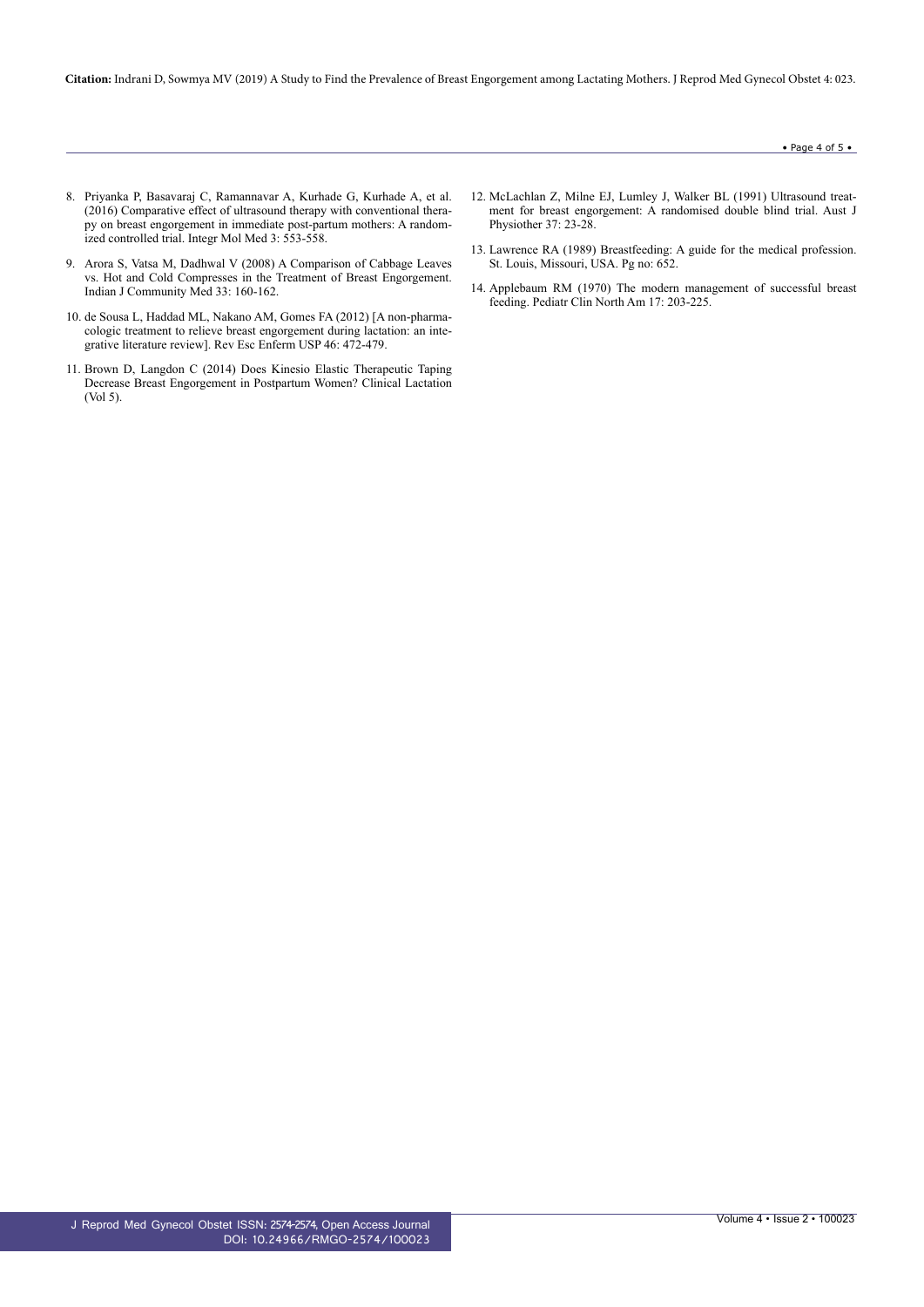8. Priyanka P, Basavaraj C, Ramannavar A, Kurhade G, Kurhade A, et al. (2016) Comparative effect of ultrasound therapy with conventional therapy on breast engorgement in immediate post-partum mothers: A randomized controlled trial. Integr Mol Med 3: 553-558.

9. Arora S, Vatsa M, Dadhwal V (2008) A Comparison of Cabbage Leaves vs. Hot and Cold Compresses in the Treatment of Breast Engorgement. Indian J Community Med 33: 160-162.

10. de Sousa L, Haddad ML, Nakano AM, Gomes FA (2012) [A non-pharmacologic treatment to relieve breast engorgement during lactation: an integrative literature review]. Rev Esc Enferm USP 46: 472-479.

11. Brown D, Langdon C (2014) Does Kinesio Elastic Therapeutic Taping Decrease Breast Engorgement in Postpartum Women? Clinical Lactation (Vol 5).

12. McLachlan Z, Milne EJ, Lumley J, Walker BL (1991) Ultrasound treatment for breast engorgement: A randomised double blind trial. Aust J Physiother 37: 23-28.

13. Lawrence RA (1989) Breastfeeding: A guide for the medical profession. St. Louis, Missouri, USA. Pg no: 652.

14. Applebaum RM (1970) The modern management of successful breast feeding. Pediatr Clin North Am 17: 203-225.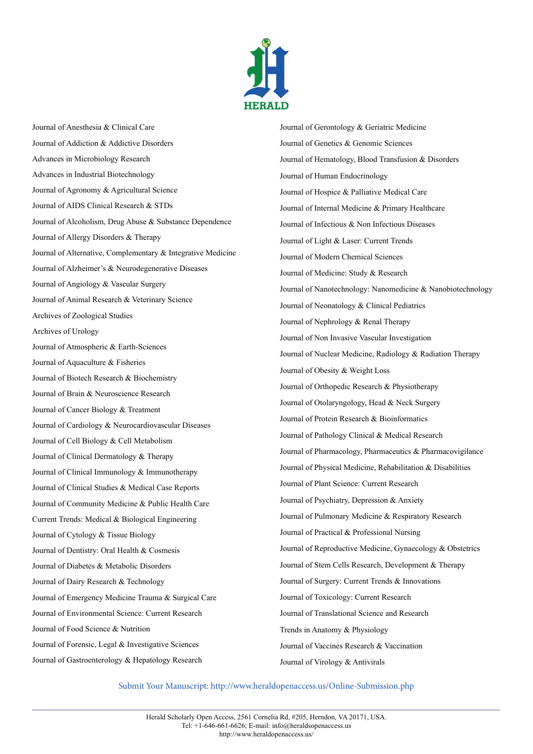HERALD

Journal of Anesthesia & Clinical Care

Journal of Addiction & Addictive Disorders

Advances in Microbiology Research

Advances in Industrial Biotechnology

Journal of Agronomy & Agricultural Science

Journal of AIDS Clinical Research & STDs

Journal of Alcoholism, Drug Abuse & Substance Dependence

Journal of Allergy Disorders & Therapy

Journal of Alternative, Complementary & Integrative Medicine

Journal of Alzheimer's & Neurodegenerative Diseases

Journal of Angiology & Vascular Surgery

Journal of Animal Research & Veterinary Science

Archives of Zoological Studies

Archives of Urology

Journal of Atmospheric & Earth-Sciences

Journal of Aquaculture & Fisheries

Journal of Biotech Research & Biochemistry

Journal of Brain & Neuroscience Research

Journal of Cancer Biology & Treatment

Journal of Cardiology & Neurocardiovascular Diseases

Journal of Cell Biology & Cell Metabolism

Journal of Clinical Dermatology & Therapy

Journal of Clinical Immunology & Immunotherapy

Journal of Clinical Studies & Medical Case Reports

Journal of Community Medicine & Public Health Care

Current Trends: Medical & Biological Engineering

Journal of Cytology & Tissue Biology

Journal of Dentistry: Oral Health & Cosmesis

Journal of Diabetes & Metabolic Disorders

Journal of Dairy Research & Technology

Journal of Emergency Medicine Trauma & Surgical Care

Journal of Environmental Science: Current Research

Journal of Food Science & Nutrition

Journal of Forensic, Legal & Investigative Sciences

Journal of Gastroenterology & Hepatology Research

Journal of Gerontology & Geriatric Medicine

Journal of Genetics & Genomic Sciences

Journal of Hematology, Blood Transfusion & Disorders

Journal of Human Endocrinology

Journal of Hospice & Palliative Medical Care

Journal of Internal Medicine & Primary Healthcare

Journal of Infectious & Non Infectious Diseases

Journal of Light & Laser: Current Trends

Journal of Modern Chemical Sciences

Journal of Medicine: Study & Research

Journal of Nanotechnology: Nanomedicine & Nanobiotechnology

Journal of Neonatology & Clinical Pediatrics

Journal of Nephrology & Renal Therapy

Journal of Non Invasive Vascular Investigation

Journal of Nuclear Medicine, Radiology & Radiation Therapy

Journal of Obesity & Weight Loss

Journal of Orthopedic Research & Physiotherapy

Journal of Otolaryngology, Head & Neck Surgery

Journal of Protein Research & Bioinformatics

Journal of Pathology Clinical & Medical Research

Journal of Pharmacology, Pharmaceutics & Pharmacovigilance

Journal of Physical Medicine, Rehabilitation & Disabilities

Journal of Plant Science: Current Research

Journal of Psychiatry, Depression & Anxiety

Journal of Pulmonary Medicine & Respiratory Research

Journal of Practical & Professional Nursing

Journal of Reproductive Medicine, Gynaecology & Obstetrics

Journal of Stem Cells Research, Development & Therapy

Journal of Surgery: Current Trends & Innovations

Journal of Toxicology: Current Research

Journal of Translational Science and Research

Trends in Anatomy & Physiology

Journal of Vaccines Research & Vaccination

Journal of Virology & Antivirals

Submit Your Manuscript: http://www.heraldopenaccess.us/Online-Submission.php

Herald Scholarly Open Access, 2561 Cornelia Rd, #205, Herndon, VA 20171, USA.
Tel: +1-646-661-6626; E-mail: info@heraldsopenaccess.us
http://www.heraldopenaccess.us/